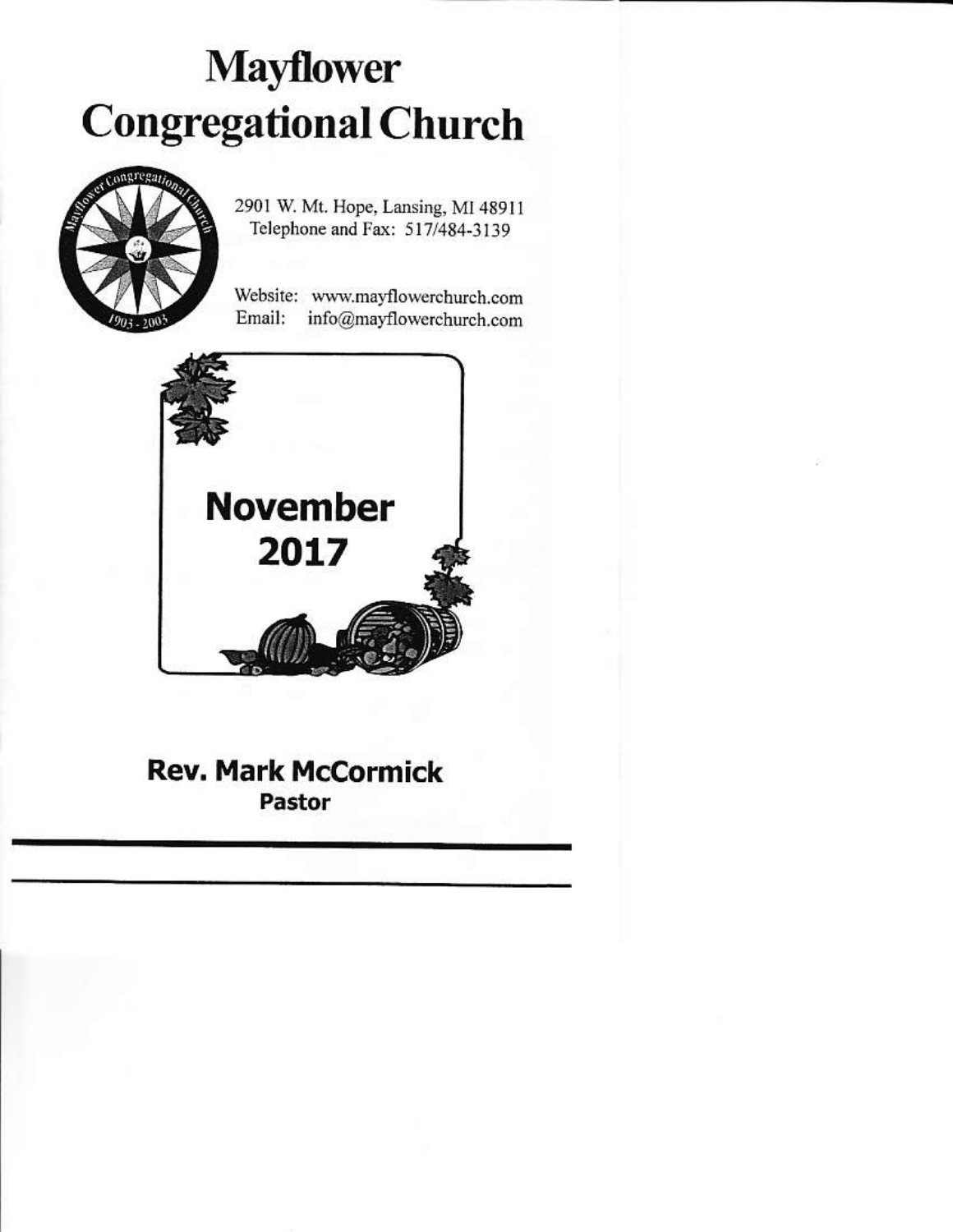# Mayflower Congregational Church

2901 W. Mt. Hope, Lansing, MI 48911
Telephone and Fax: 517/484-3139

Website: www.mayflowerchurch.com
Email: info@mayflowerchurch.com

## November 2017

**Rev. Mark McCormick**
**Pastor**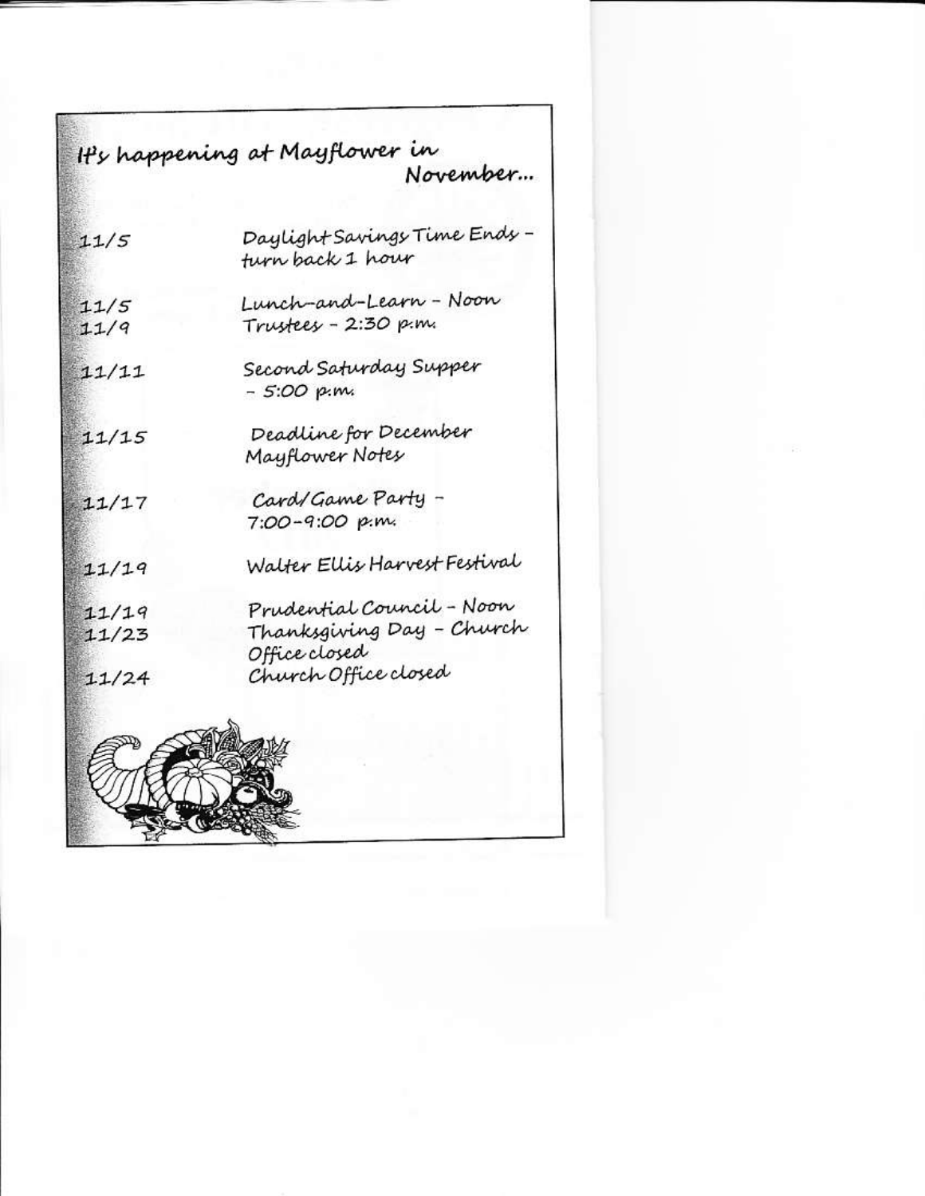## It's happening at Mayflower in November...

| | |
|---|---|
| 11/5 | Daylight Savings Time Ends – turn back 1 hour |
| 11/5 | Lunch-and-Learn – Noon |
| 11/9 | Trustees – 2:30 p.m. |
| 11/11 | Second Saturday Supper – 5:00 p.m. |
| 11/15 | Deadline for December Mayflower Notes |
| 11/17 | Card/Game Party – 7:00-9:00 p.m. |
| 11/19 | Walter Ellis Harvest Festival |
| 11/19 | Prudential Council – Noon |
| 11/23 | Thanksgiving Day – Church Office closed |
| 11/24 | Church Office closed |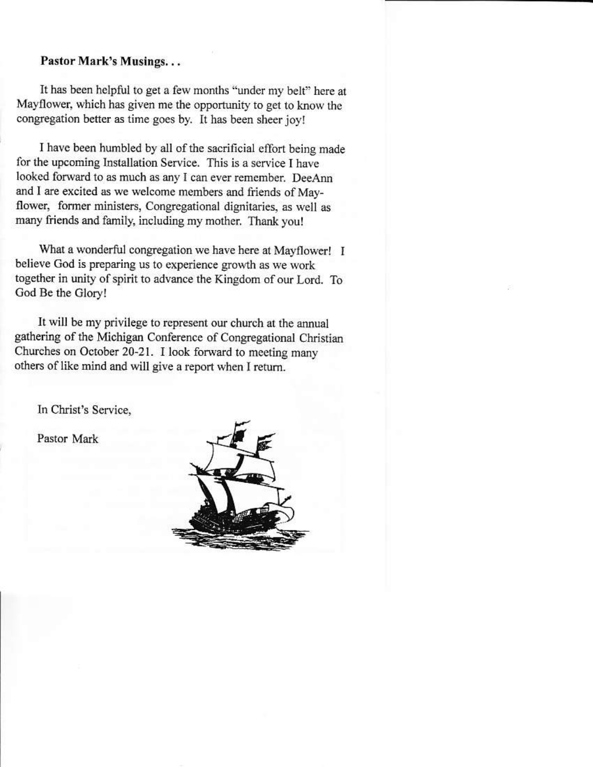**Pastor Mark's Musings...**

It has been helpful to get a few months "under my belt" here at Mayflower, which has given me the opportunity to get to know the congregation better as time goes by. It has been sheer joy!

I have been humbled by all of the sacrificial effort being made for the upcoming Installation Service. This is a service I have looked forward to as much as any I can ever remember. DeeAnn and I are excited as we welcome members and friends of Mayflower, former ministers, Congregational dignitaries, as well as many friends and family, including my mother. Thank you!

What a wonderful congregation we have here at Mayflower! I believe God is preparing us to experience growth as we work together in unity of spirit to advance the Kingdom of our Lord. To God Be the Glory!

It will be my privilege to represent our church at the annual gathering of the Michigan Conference of Congregational Christian Churches on October 20-21. I look forward to meeting many others of like mind and will give a report when I return.

In Christ's Service,

Pastor Mark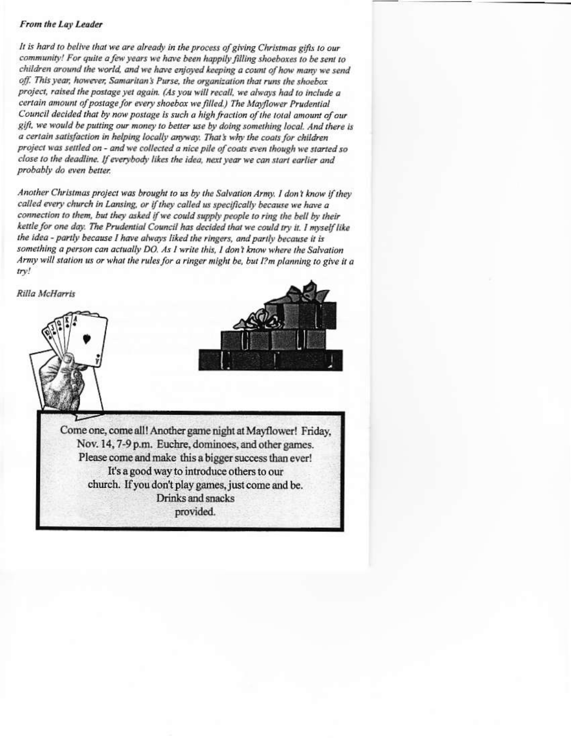### *From the Lay Leader*

*It is hard to belive that we are already in the process of giving Christmas gifts to our community! For quite a few years we have been happily filling shoeboxes to be sent to children around the world, and we have enjoyed keeping a count of how many we send off. This year, however, Samaritan's Purse, the organization that runs the shoebox project, raised the postage yet again. (As you will recall, we always had to include a certain amount of postage for every shoebox we filled.) The Mayflower Prudential Council decided that by now postage is such a high fraction of the total amount of our gift, we would be putting our money to better use by doing something local. And there is a certain satisfaction in helping locally anyway. That's why the coats for children project was settled on - and we collected a nice pile of coats even though we started so close to the deadline. If everybody likes the idea, next year we can start earlier and probably do even better.*

*Another Christmas project was brought to us by the Salvation Army. I don't know if they called every church in Lansing, or if they called us specifically because we have a connection to them, but they asked if we could supply people to ring the bell by their kettle for one day. The Prudential Council has decided that we could try it. I myself like the idea - partly because I have always liked the ringers, and partly because it is something a person can actually DO. As I write this, I don't know where the Salvation Army will station us or what the rules for a ringer might be, but I?m planning to give it a try!*

*Rilla McHarris*

Come one, come all! Another game night at Mayflower! Friday, Nov. 14, 7-9 p.m. Euchre, dominoes, and other games. Please come and make this a bigger success than ever! It's a good way to introduce others to our church. If you don't play games, just come and be. Drinks and snacks provided.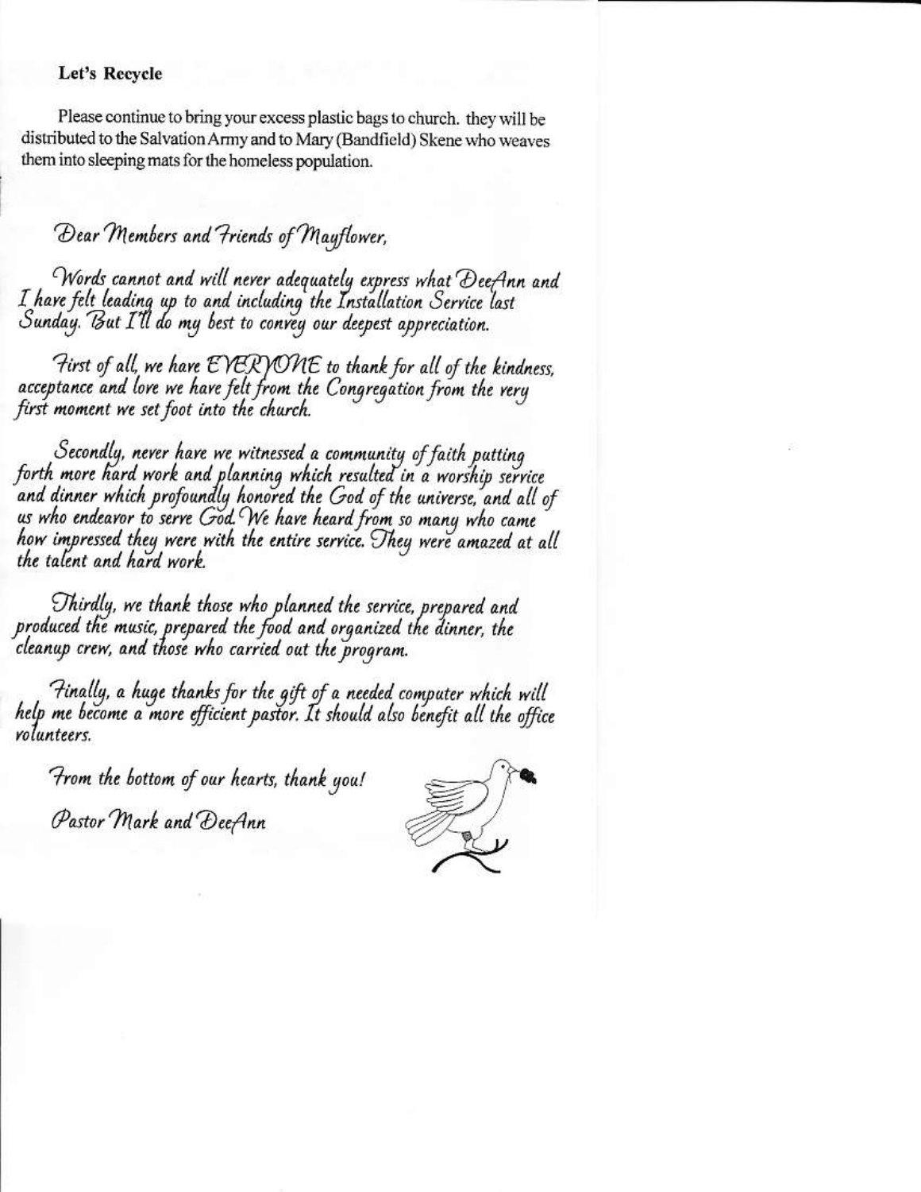**Let's Recycle**

Please continue to bring your excess plastic bags to church. they will be distributed to the Salvation Army and to Mary (Bandfield) Skene who weaves them into sleeping mats for the homeless population.

*Dear Members and Friends of Mayflower,*

*Words cannot and will never adequately express what DeeAnn and I have felt leading up to and including the Installation Service last Sunday. But I'll do my best to convey our deepest appreciation.*

*First of all, we have EVERYONE to thank for all of the kindness, acceptance and love we have felt from the Congregation from the very first moment we set foot into the church.*

*Secondly, never have we witnessed a community of faith putting forth more hard work and planning which resulted in a worship service and dinner which profoundly honored the God of the universe, and all of us who endeavor to serve God. We have heard from so many who came how impressed they were with the entire service. They were amazed at all the talent and hard work.*

*Thirdly, we thank those who planned the service, prepared and produced the music, prepared the food and organized the dinner, the cleanup crew, and those who carried out the program.*

*Finally, a huge thanks for the gift of a needed computer which will help me become a more efficient pastor. It should also benefit all the office volunteers.*

*From the bottom of our hearts, thank you!*

*Pastor Mark and DeeAnn*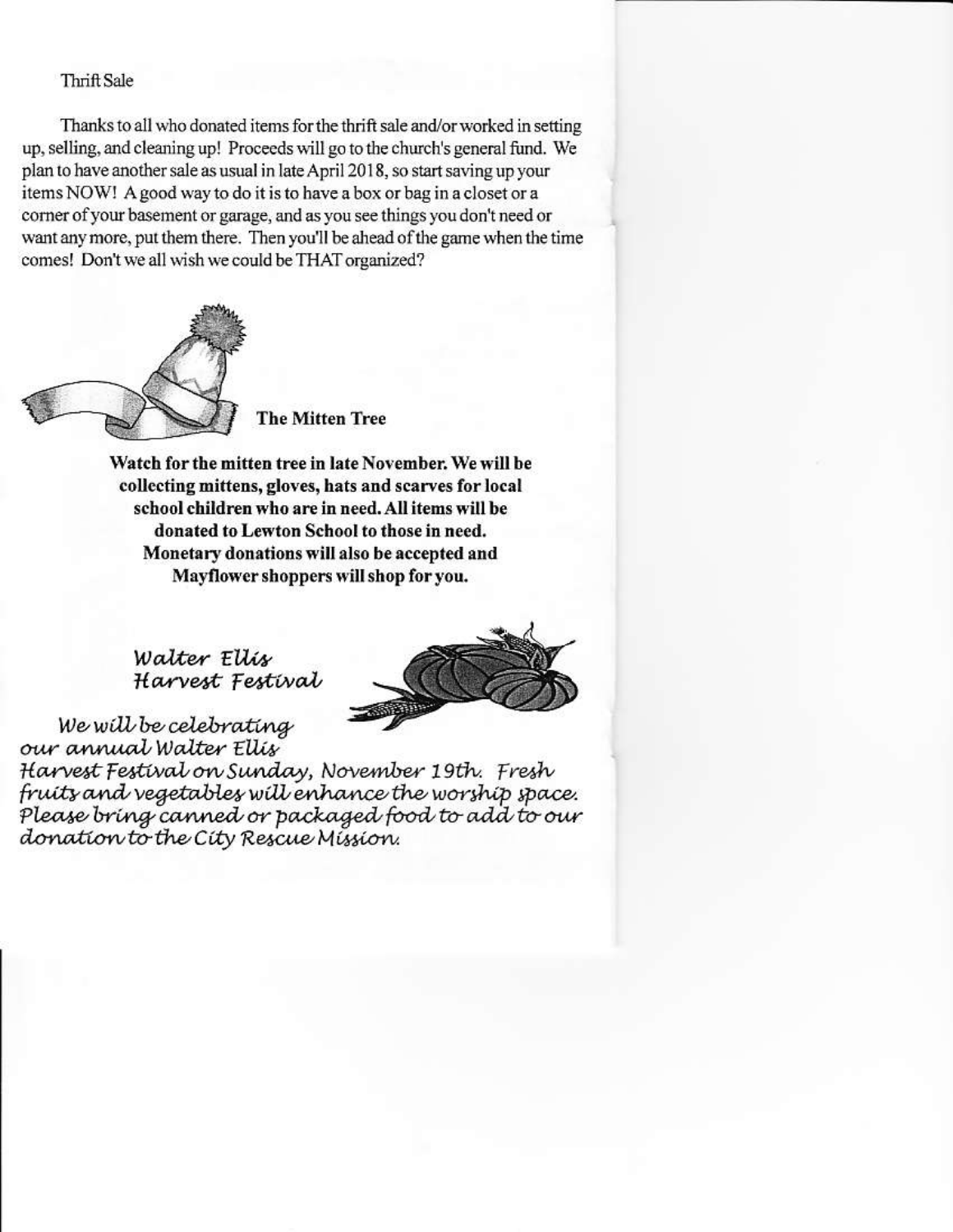## Thrift Sale

Thanks to all who donated items for the thrift sale and/or worked in setting up, selling, and cleaning up! Proceeds will go to the church's general fund. We plan to have another sale as usual in late April 2018, so start saving up your items NOW! A good way to do it is to have a box or bag in a closet or a corner of your basement or garage, and as you see things you don't need or want any more, put them there. Then you'll be ahead of the game when the time comes! Don't we all wish we could be THAT organized?

## The Mitten Tree

**Watch for the mitten tree in late November. We will be collecting mittens, gloves, hats and scarves for local school children who are in need. All items will be donated to Lewton School to those in need. Monetary donations will also be accepted and Mayflower shoppers will shop for you.**

## *Walter Ellis Harvest Festival*

*We will be celebrating our annual Walter Ellis Harvest Festival on Sunday, November 19th. Fresh fruits and vegetables will enhance the worship space. Please bring canned or packaged food to add to our donation to the City Rescue Mission.*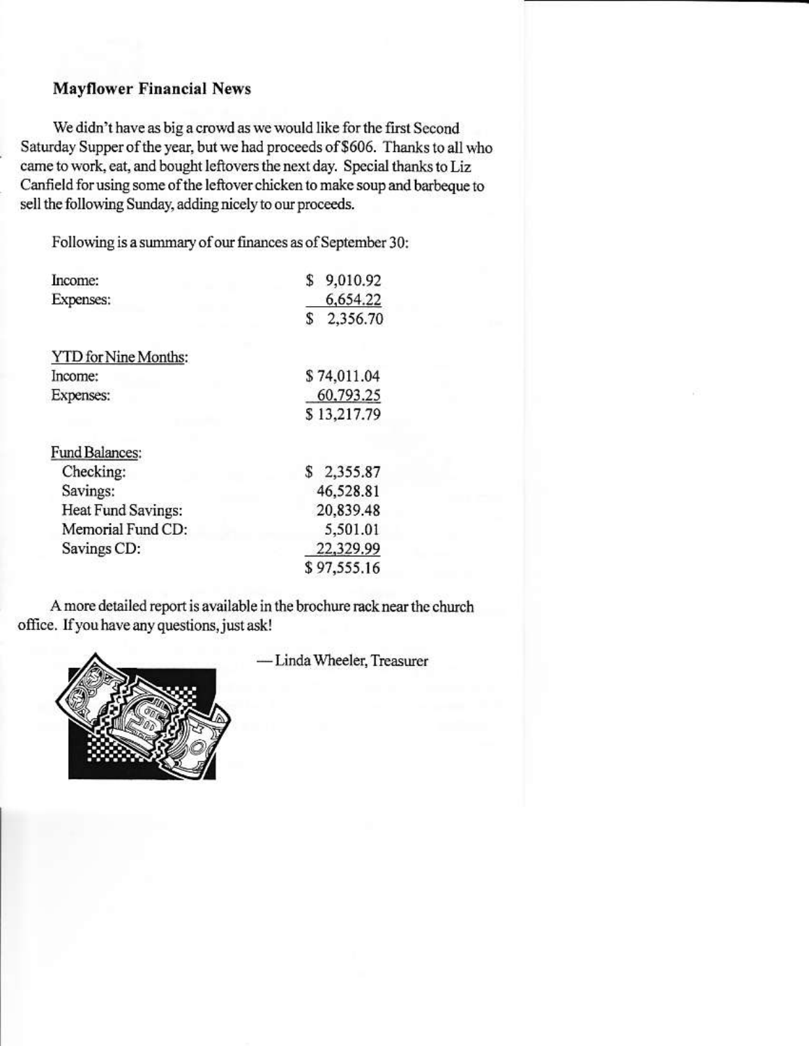## Mayflower Financial News

We didn't have as big a crowd as we would like for the first Second Saturday Supper of the year, but we had proceeds of $606. Thanks to all who came to work, eat, and bought leftovers the next day. Special thanks to Liz Canfield for using some of the leftover chicken to make soup and barbeque to sell the following Sunday, adding nicely to our proceeds.

Following is a summary of our finances as of September 30:

| | |
|---|---|
| Income: | $ 9,010.92 |
| Expenses: | 6,654.22 |
| | $ 2,356.70 |

| YTD for Nine Months: | |
|---|---|
| Income: | $ 74,011.04 |
| Expenses: | 60,793.25 |
| | $ 13,217.79 |

| Fund Balances: | |
|---|---|
| Checking: | $ 2,355.87 |
| Savings: | 46,528.81 |
| Heat Fund Savings: | 20,839.48 |
| Memorial Fund CD: | 5,501.01 |
| Savings CD: | 22,329.99 |
| | $ 97,555.16 |

A more detailed report is available in the brochure rack near the church office. If you have any questions, just ask!

— Linda Wheeler, Treasurer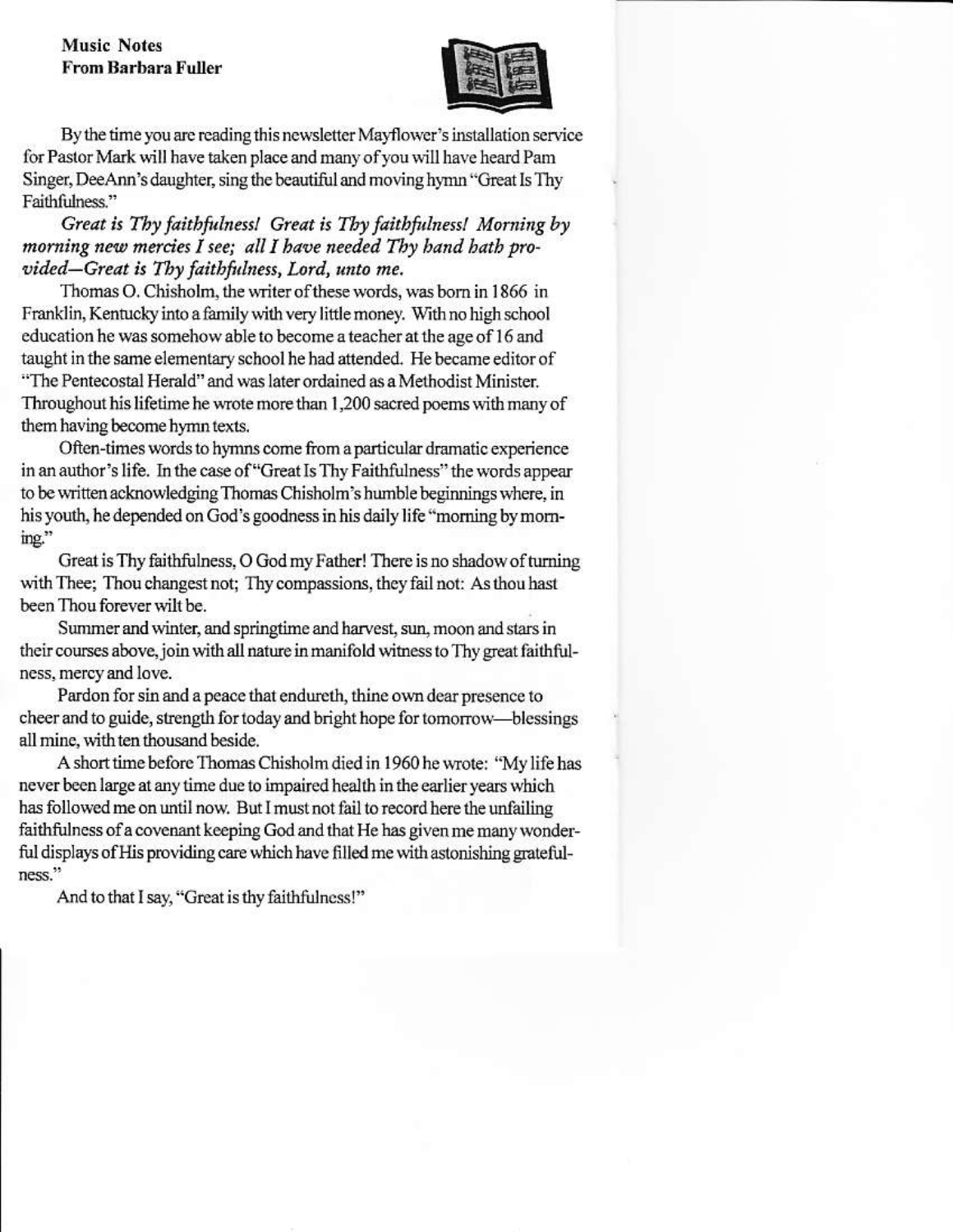**Music Notes**
**From Barbara Fuller**

By the time you are reading this newsletter Mayflower's installation service for Pastor Mark will have taken place and many of you will have heard Pam Singer, DeeAnn's daughter, sing the beautiful and moving hymn "Great Is Thy Faithfulness."

*Great is Thy faithfulness! Great is Thy faithfulness! Morning by morning new mercies I see; all I have needed Thy hand hath provided—Great is Thy faithfulness, Lord, unto me.*

Thomas O. Chisholm, the writer of these words, was born in 1866 in Franklin, Kentucky into a family with very little money. With no high school education he was somehow able to become a teacher at the age of 16 and taught in the same elementary school he had attended. He became editor of "The Pentecostal Herald" and was later ordained as a Methodist Minister. Throughout his lifetime he wrote more than 1,200 sacred poems with many of them having become hymn texts.

Often-times words to hymns come from a particular dramatic experience in an author's life. In the case of "Great Is Thy Faithfulness" the words appear to be written acknowledging Thomas Chisholm's humble beginnings where, in his youth, he depended on God's goodness in his daily life "morning by morning."

Great is Thy faithfulness, O God my Father! There is no shadow of turning with Thee; Thou changest not; Thy compassions, they fail not: As thou hast been Thou forever wilt be.

Summer and winter, and springtime and harvest, sun, moon and stars in their courses above, join with all nature in manifold witness to Thy great faithfulness, mercy and love.

Pardon for sin and a peace that endureth, thine own dear presence to cheer and to guide, strength for today and bright hope for tomorrow—blessings all mine, with ten thousand beside.

A short time before Thomas Chisholm died in 1960 he wrote: "My life has never been large at any time due to impaired health in the earlier years which has followed me on until now. But I must not fail to record here the unfailing faithfulness of a covenant keeping God and that He has given me many wonderful displays of His providing care which have filled me with astonishing gratefulness."

And to that I say, "Great is thy faithfulness!"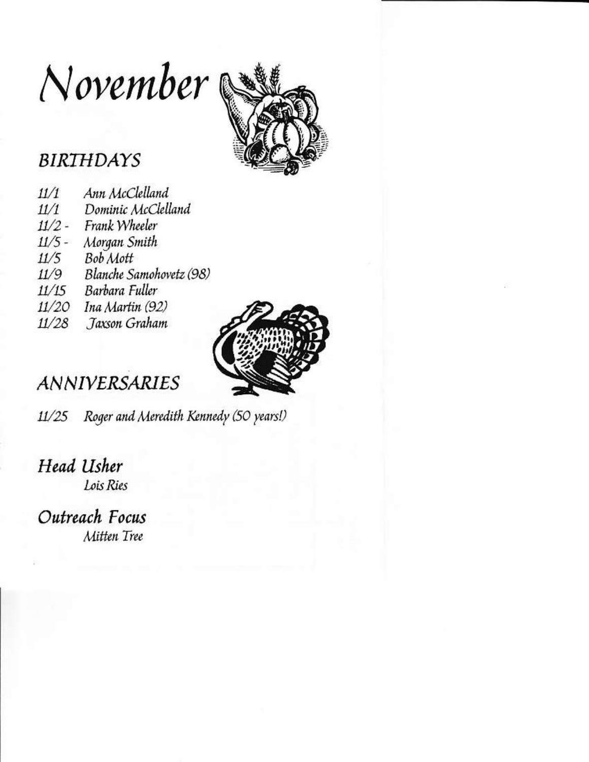# November

## BIRTHDAYS

11/1 Ann McClelland
11/1 Dominic McClelland
11/2 - Frank Wheeler
11/5 - Morgan Smith
11/5 Bob Mott
11/9 Blanche Samohovetz (98)
11/15 Barbara Fuller
11/20 Ina Martin (92)
11/28 Jaxson Graham

## ANNIVERSARIES

11/25 Roger and Meredith Kennedy (50 years!)

## Head Usher

Lois Ries

## Outreach Focus

Mitten Tree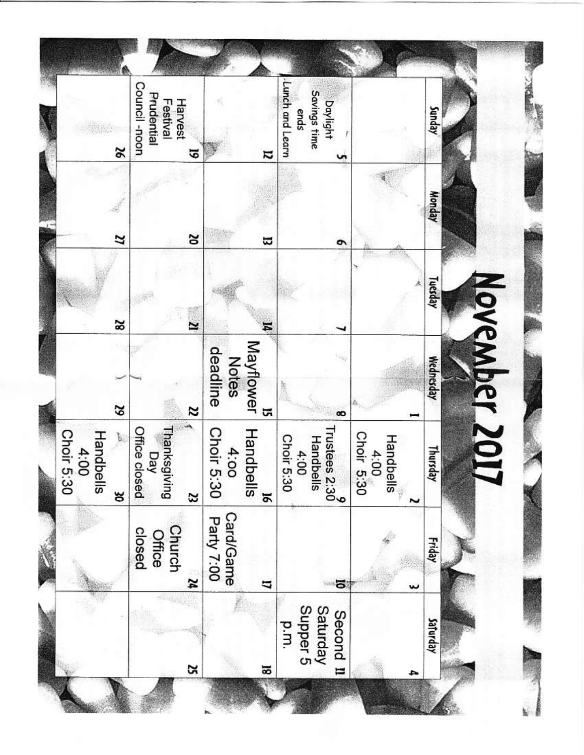# November 2017

| Sunday | Monday | Tuesday | Wednesday | Thursday | Friday | Saturday |
| --- | --- | --- | --- | --- | --- | --- |
| | | | 1 | 2 Handbells 4:00 Choir 5:30 | 3 | 4 |
| 5 Daylight Savings time ends Lunch and Learn | 6 | 7 | 8 | 9 Trustees 2:30 Handbells 4:00 Choir 5:30 | 10 | 11 Second Saturday Supper 5 p.m. |
| 12 | 13 | 14 | 15 Mayflower Notes deadline | 16 Handbells 4:oo Choir 5:30 | 17 Card/Game Party 7:00 | 18 |
| 19 Harvest Festival Prudential Council -noon | 20 | 21 | 22 | 23 Thanksgiving Day Office closed | 24 Church Office closed | 25 |
| 26 | 27 | 28 | 29 | 30 Handbells 4:00 Choir 5:30 | | |